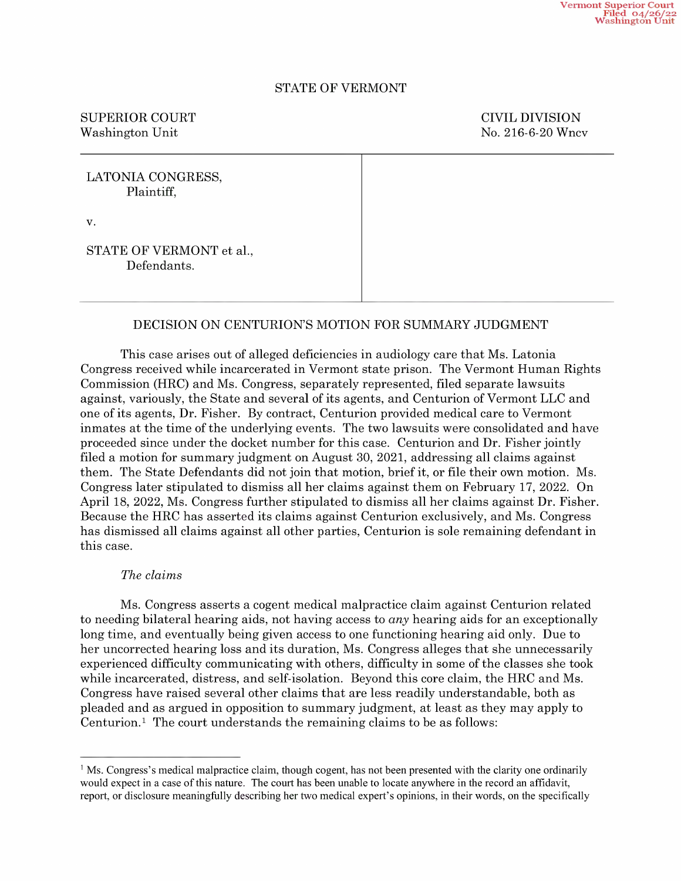Vermont Superior Court
Filed 04/26/22
Washington Unit

STATE OF VERMONT

| SUPERIOR COURT | CIVIL DIVISION |
|---|---|
| Washington Unit | No. 216-6-20 Wncv |

LATONIA CONGRESS,
Plaintiff,

v.

STATE OF VERMONT et al.,
Defendants.

## DECISION ON CENTURION'S MOTION FOR SUMMARY JUDGMENT

This case arises out of alleged deficiencies in audiology care that Ms. Latonia Congress received while incarcerated in Vermont state prison. The Vermont Human Rights Commission (HRC) and Ms. Congress, separately represented, filed separate lawsuits against, variously, the State and several of its agents, and Centurion of Vermont LLC and one of its agents, Dr. Fisher. By contract, Centurion provided medical care to Vermont inmates at the time of the underlying events. The two lawsuits were consolidated and have proceeded since under the docket number for this case. Centurion and Dr. Fisher jointly filed a motion for summary judgment on August 30, 2021, addressing all claims against them. The State Defendants did not join that motion, brief it, or file their own motion. Ms. Congress later stipulated to dismiss all her claims against them on February 17, 2022. On April 18, 2022, Ms. Congress further stipulated to dismiss all her claims against Dr. Fisher. Because the HRC has asserted its claims against Centurion exclusively, and Ms. Congress has dismissed all claims against all other parties, Centurion is sole remaining defendant in this case.

*The claims*

Ms. Congress asserts a cogent medical malpractice claim against Centurion related to needing bilateral hearing aids, not having access to *any* hearing aids for an exceptionally long time, and eventually being given access to one functioning hearing aid only. Due to her uncorrected hearing loss and its duration, Ms. Congress alleges that she unnecessarily experienced difficulty communicating with others, difficulty in some of the classes she took while incarcerated, distress, and self-isolation. Beyond this core claim, the HRC and Ms. Congress have raised several other claims that are less readily understandable, both as pleaded and as argued in opposition to summary judgment, at least as they may apply to Centurion.[1] The court understands the remaining claims to be as follows:

[1] Ms. Congress's medical malpractice claim, though cogent, has not been presented with the clarity one ordinarily would expect in a case of this nature. The court has been unable to locate anywhere in the record an affidavit, report, or disclosure meaningfully describing her two medical expert's opinions, in their words, on the specifically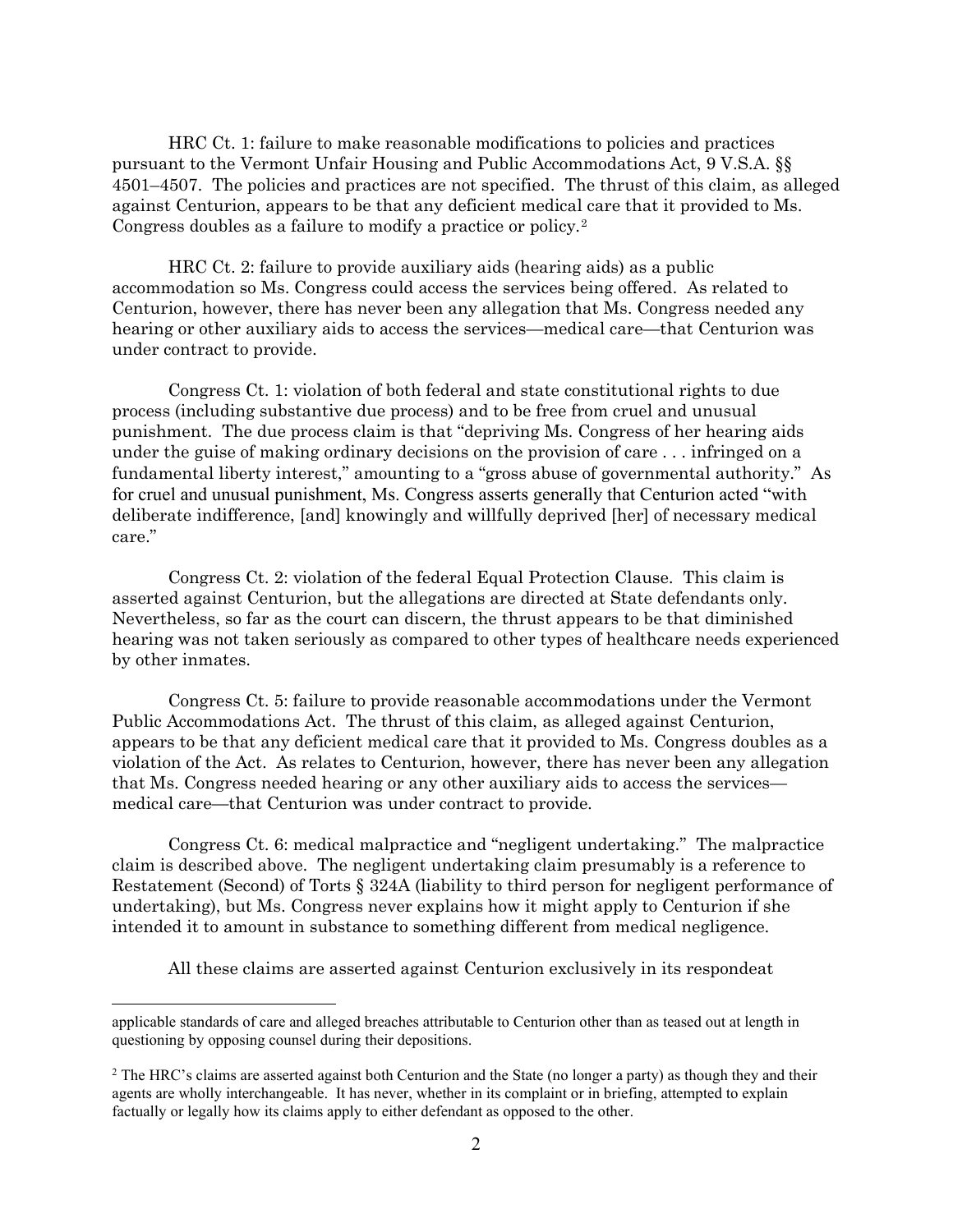HRC Ct. 1: failure to make reasonable modifications to policies and practices pursuant to the Vermont Unfair Housing and Public Accommodations Act, 9 V.S.A. §§ 4501–4507. The policies and practices are not specified. The thrust of this claim, as alleged against Centurion, appears to be that any deficient medical care that it provided to Ms. Congress doubles as a failure to modify a practice or policy.[2]

HRC Ct. 2: failure to provide auxiliary aids (hearing aids) as a public accommodation so Ms. Congress could access the services being offered. As related to Centurion, however, there has never been any allegation that Ms. Congress needed any hearing or other auxiliary aids to access the services—medical care—that Centurion was under contract to provide.

Congress Ct. 1: violation of both federal and state constitutional rights to due process (including substantive due process) and to be free from cruel and unusual punishment. The due process claim is that "depriving Ms. Congress of her hearing aids under the guise of making ordinary decisions on the provision of care . . . infringed on a fundamental liberty interest," amounting to a "gross abuse of governmental authority." As for cruel and unusual punishment, Ms. Congress asserts generally that Centurion acted "with deliberate indifference, [and] knowingly and willfully deprived [her] of necessary medical care."

Congress Ct. 2: violation of the federal Equal Protection Clause. This claim is asserted against Centurion, but the allegations are directed at State defendants only. Nevertheless, so far as the court can discern, the thrust appears to be that diminished hearing was not taken seriously as compared to other types of healthcare needs experienced by other inmates.

Congress Ct. 5: failure to provide reasonable accommodations under the Vermont Public Accommodations Act. The thrust of this claim, as alleged against Centurion, appears to be that any deficient medical care that it provided to Ms. Congress doubles as a violation of the Act. As relates to Centurion, however, there has never been any allegation that Ms. Congress needed hearing or any other auxiliary aids to access the services—medical care—that Centurion was under contract to provide.

Congress Ct. 6: medical malpractice and "negligent undertaking." The malpractice claim is described above. The negligent undertaking claim presumably is a reference to Restatement (Second) of Torts § 324A (liability to third person for negligent performance of undertaking), but Ms. Congress never explains how it might apply to Centurion if she intended it to amount in substance to something different from medical negligence.

All these claims are asserted against Centurion exclusively in its respondeat

---

applicable standards of care and alleged breaches attributable to Centurion other than as teased out at length in questioning by opposing counsel during their depositions.

[2] The HRC's claims are asserted against both Centurion and the State (no longer a party) as though they and their agents are wholly interchangeable. It has never, whether in its complaint or in briefing, attempted to explain factually or legally how its claims apply to either defendant as opposed to the other.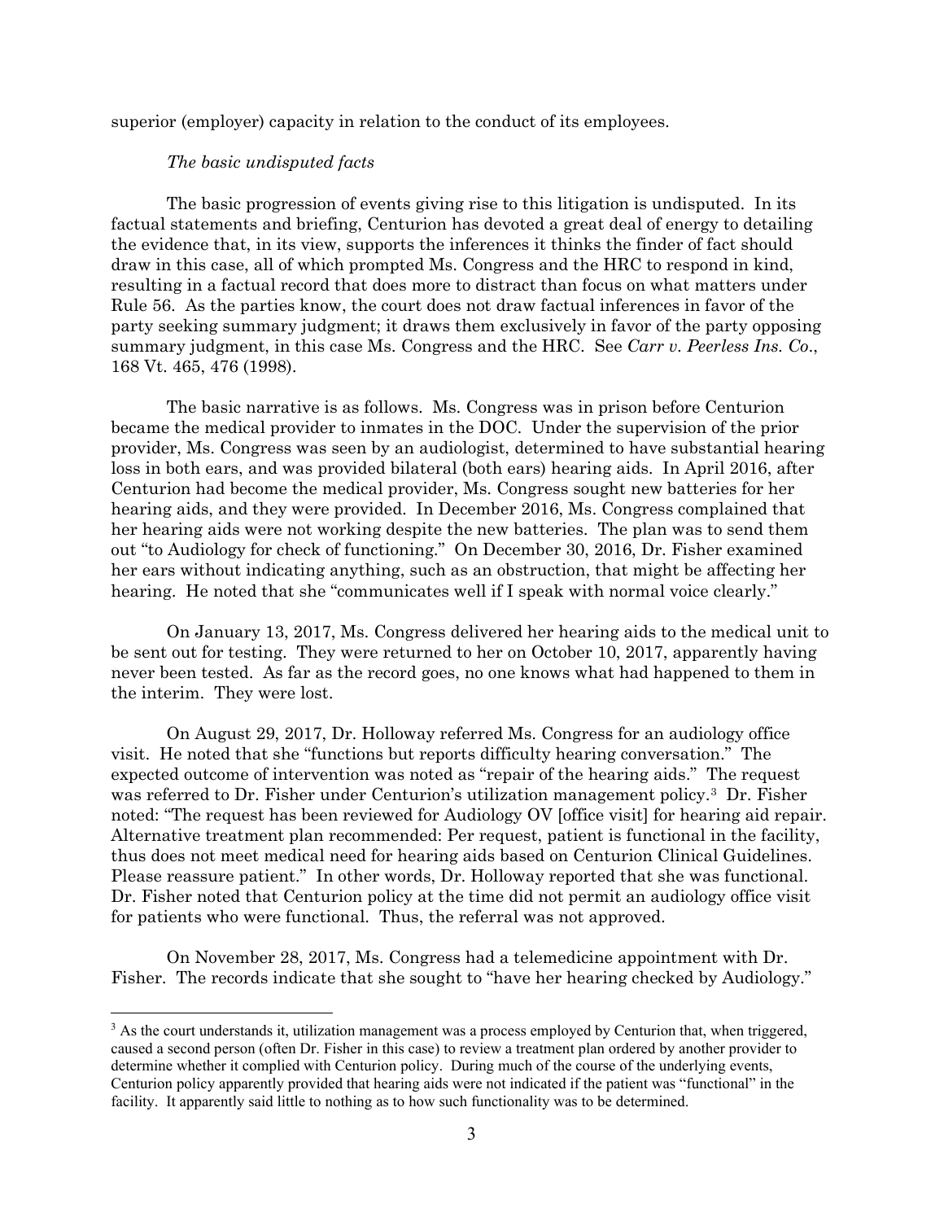superior (employer) capacity in relation to the conduct of its employees.

*The basic undisputed facts*

The basic progression of events giving rise to this litigation is undisputed. In its factual statements and briefing, Centurion has devoted a great deal of energy to detailing the evidence that, in its view, supports the inferences it thinks the finder of fact should draw in this case, all of which prompted Ms. Congress and the HRC to respond in kind, resulting in a factual record that does more to distract than focus on what matters under Rule 56. As the parties know, the court does not draw factual inferences in favor of the party seeking summary judgment; it draws them exclusively in favor of the party opposing summary judgment, in this case Ms. Congress and the HRC. See *Carr v. Peerless Ins. Co.*, 168 Vt. 465, 476 (1998).

The basic narrative is as follows. Ms. Congress was in prison before Centurion became the medical provider to inmates in the DOC. Under the supervision of the prior provider, Ms. Congress was seen by an audiologist, determined to have substantial hearing loss in both ears, and was provided bilateral (both ears) hearing aids. In April 2016, after Centurion had become the medical provider, Ms. Congress sought new batteries for her hearing aids, and they were provided. In December 2016, Ms. Congress complained that her hearing aids were not working despite the new batteries. The plan was to send them out "to Audiology for check of functioning." On December 30, 2016, Dr. Fisher examined her ears without indicating anything, such as an obstruction, that might be affecting her hearing. He noted that she "communicates well if I speak with normal voice clearly."

On January 13, 2017, Ms. Congress delivered her hearing aids to the medical unit to be sent out for testing. They were returned to her on October 10, 2017, apparently having never been tested. As far as the record goes, no one knows what had happened to them in the interim. They were lost.

On August 29, 2017, Dr. Holloway referred Ms. Congress for an audiology office visit. He noted that she "functions but reports difficulty hearing conversation." The expected outcome of intervention was noted as "repair of the hearing aids." The request was referred to Dr. Fisher under Centurion's utilization management policy.[3] Dr. Fisher noted: "The request has been reviewed for Audiology OV [office visit] for hearing aid repair. Alternative treatment plan recommended: Per request, patient is functional in the facility, thus does not meet medical need for hearing aids based on Centurion Clinical Guidelines. Please reassure patient." In other words, Dr. Holloway reported that she was functional. Dr. Fisher noted that Centurion policy at the time did not permit an audiology office visit for patients who were functional. Thus, the referral was not approved.

On November 28, 2017, Ms. Congress had a telemedicine appointment with Dr. Fisher. The records indicate that she sought to "have her hearing checked by Audiology."

---

[3] As the court understands it, utilization management was a process employed by Centurion that, when triggered, caused a second person (often Dr. Fisher in this case) to review a treatment plan ordered by another provider to determine whether it complied with Centurion policy. During much of the course of the underlying events, Centurion policy apparently provided that hearing aids were not indicated if the patient was "functional" in the facility. It apparently said little to nothing as to how such functionality was to be determined.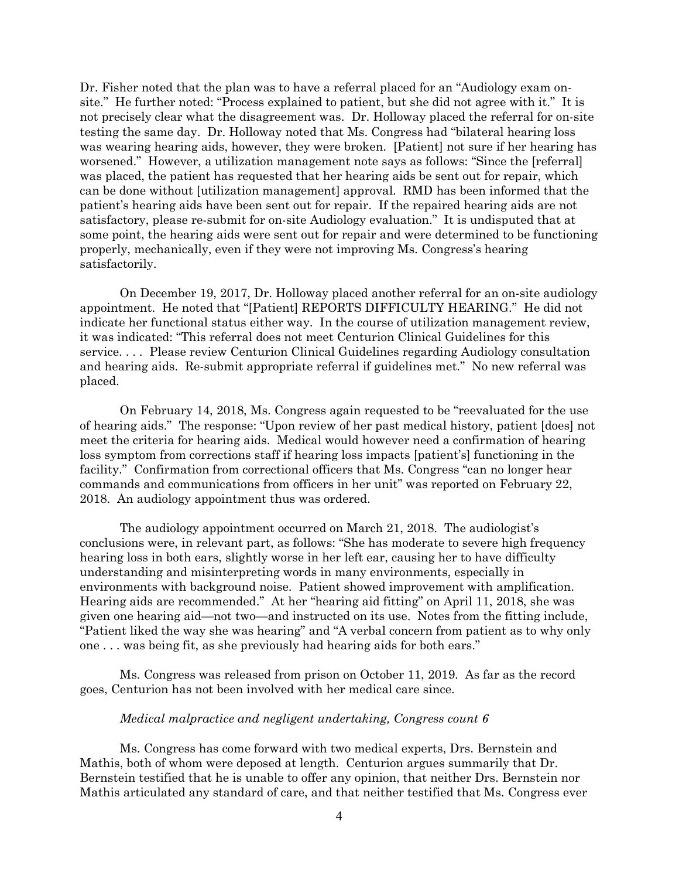Dr. Fisher noted that the plan was to have a referral placed for an "Audiology exam on-site." He further noted: "Process explained to patient, but she did not agree with it." It is not precisely clear what the disagreement was. Dr. Holloway placed the referral for on-site testing the same day. Dr. Holloway noted that Ms. Congress had "bilateral hearing loss was wearing hearing aids, however, they were broken. [Patient] not sure if her hearing has worsened." However, a utilization management note says as follows: "Since the [referral] was placed, the patient has requested that her hearing aids be sent out for repair, which can be done without [utilization management] approval. RMD has been informed that the patient's hearing aids have been sent out for repair. If the repaired hearing aids are not satisfactory, please re-submit for on-site Audiology evaluation." It is undisputed that at some point, the hearing aids were sent out for repair and were determined to be functioning properly, mechanically, even if they were not improving Ms. Congress's hearing satisfactorily.

On December 19, 2017, Dr. Holloway placed another referral for an on-site audiology appointment. He noted that "[Patient] REPORTS DIFFICULTY HEARING." He did not indicate her functional status either way. In the course of utilization management review, it was indicated: "This referral does not meet Centurion Clinical Guidelines for this service. . . . Please review Centurion Clinical Guidelines regarding Audiology consultation and hearing aids. Re-submit appropriate referral if guidelines met." No new referral was placed.

On February 14, 2018, Ms. Congress again requested to be "reevaluated for the use of hearing aids." The response: "Upon review of her past medical history, patient [does] not meet the criteria for hearing aids. Medical would however need a confirmation of hearing loss symptom from corrections staff if hearing loss impacts [patient's] functioning in the facility." Confirmation from correctional officers that Ms. Congress "can no longer hear commands and communications from officers in her unit" was reported on February 22, 2018. An audiology appointment thus was ordered.

The audiology appointment occurred on March 21, 2018. The audiologist's conclusions were, in relevant part, as follows: "She has moderate to severe high frequency hearing loss in both ears, slightly worse in her left ear, causing her to have difficulty understanding and misinterpreting words in many environments, especially in environments with background noise. Patient showed improvement with amplification. Hearing aids are recommended." At her "hearing aid fitting" on April 11, 2018, she was given one hearing aid—not two—and instructed on its use. Notes from the fitting include, "Patient liked the way she was hearing" and "A verbal concern from patient as to why only one . . . was being fit, as she previously had hearing aids for both ears."

Ms. Congress was released from prison on October 11, 2019. As far as the record goes, Centurion has not been involved with her medical care since.

*Medical malpractice and negligent undertaking, Congress count 6*

Ms. Congress has come forward with two medical experts, Drs. Bernstein and Mathis, both of whom were deposed at length. Centurion argues summarily that Dr. Bernstein testified that he is unable to offer any opinion, that neither Drs. Bernstein nor Mathis articulated any standard of care, and that neither testified that Ms. Congress ever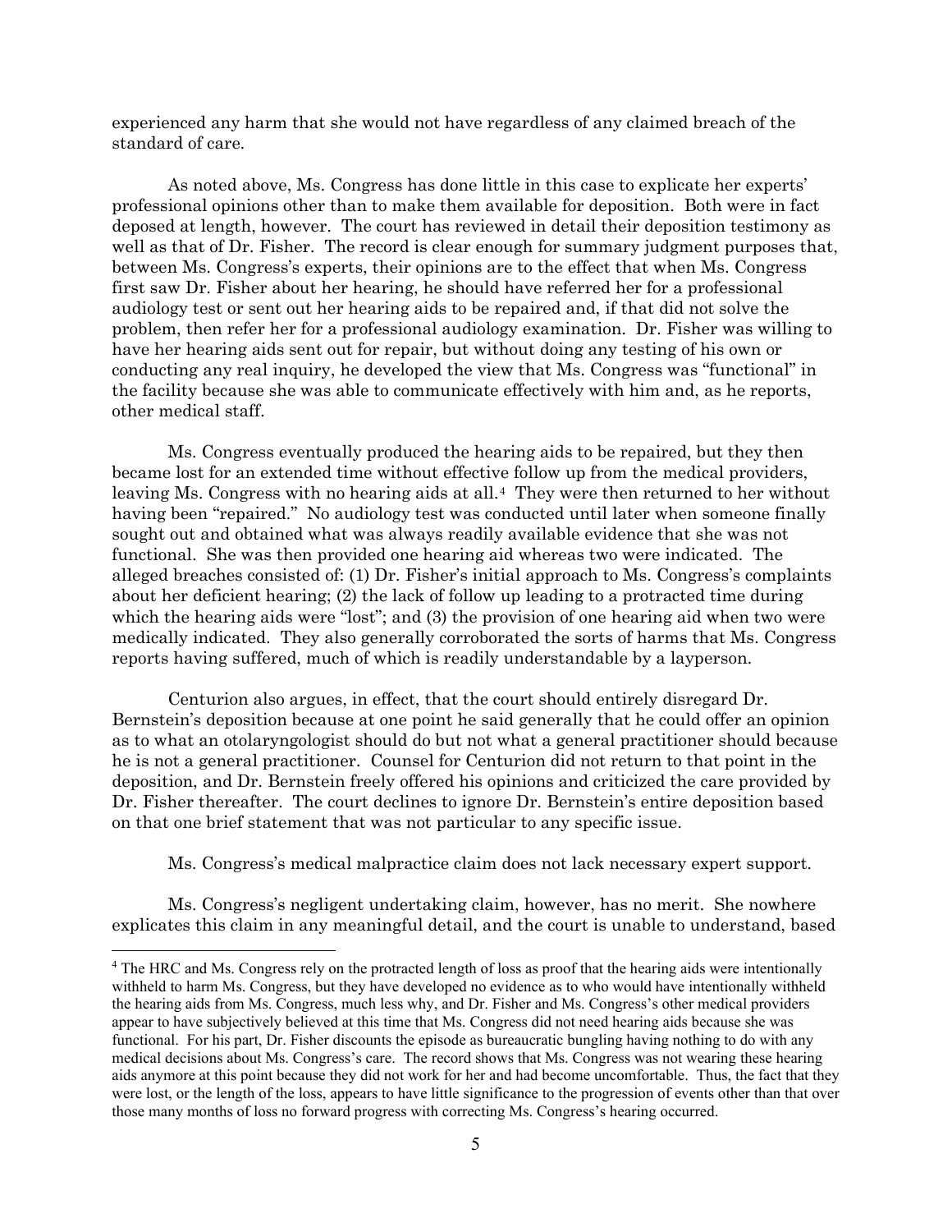experienced any harm that she would not have regardless of any claimed breach of the standard of care.

As noted above, Ms. Congress has done little in this case to explicate her experts' professional opinions other than to make them available for deposition. Both were in fact deposed at length, however. The court has reviewed in detail their deposition testimony as well as that of Dr. Fisher. The record is clear enough for summary judgment purposes that, between Ms. Congress's experts, their opinions are to the effect that when Ms. Congress first saw Dr. Fisher about her hearing, he should have referred her for a professional audiology test or sent out her hearing aids to be repaired and, if that did not solve the problem, then refer her for a professional audiology examination. Dr. Fisher was willing to have her hearing aids sent out for repair, but without doing any testing of his own or conducting any real inquiry, he developed the view that Ms. Congress was "functional" in the facility because she was able to communicate effectively with him and, as he reports, other medical staff.

Ms. Congress eventually produced the hearing aids to be repaired, but they then became lost for an extended time without effective follow up from the medical providers, leaving Ms. Congress with no hearing aids at all.[4] They were then returned to her without having been "repaired." No audiology test was conducted until later when someone finally sought out and obtained what was always readily available evidence that she was not functional. She was then provided one hearing aid whereas two were indicated. The alleged breaches consisted of: (1) Dr. Fisher's initial approach to Ms. Congress's complaints about her deficient hearing; (2) the lack of follow up leading to a protracted time during which the hearing aids were "lost"; and (3) the provision of one hearing aid when two were medically indicated. They also generally corroborated the sorts of harms that Ms. Congress reports having suffered, much of which is readily understandable by a layperson.

Centurion also argues, in effect, that the court should entirely disregard Dr. Bernstein's deposition because at one point he said generally that he could offer an opinion as to what an otolaryngologist should do but not what a general practitioner should because he is not a general practitioner. Counsel for Centurion did not return to that point in the deposition, and Dr. Bernstein freely offered his opinions and criticized the care provided by Dr. Fisher thereafter. The court declines to ignore Dr. Bernstein's entire deposition based on that one brief statement that was not particular to any specific issue.

Ms. Congress's medical malpractice claim does not lack necessary expert support.

Ms. Congress's negligent undertaking claim, however, has no merit. She nowhere explicates this claim in any meaningful detail, and the court is unable to understand, based

[4] The HRC and Ms. Congress rely on the protracted length of loss as proof that the hearing aids were intentionally withheld to harm Ms. Congress, but they have developed no evidence as to who would have intentionally withheld the hearing aids from Ms. Congress, much less why, and Dr. Fisher and Ms. Congress's other medical providers appear to have subjectively believed at this time that Ms. Congress did not need hearing aids because she was functional. For his part, Dr. Fisher discounts the episode as bureaucratic bungling having nothing to do with any medical decisions about Ms. Congress's care. The record shows that Ms. Congress was not wearing these hearing aids anymore at this point because they did not work for her and had become uncomfortable. Thus, the fact that they were lost, or the length of the loss, appears to have little significance to the progression of events other than that over those many months of loss no forward progress with correcting Ms. Congress's hearing occurred.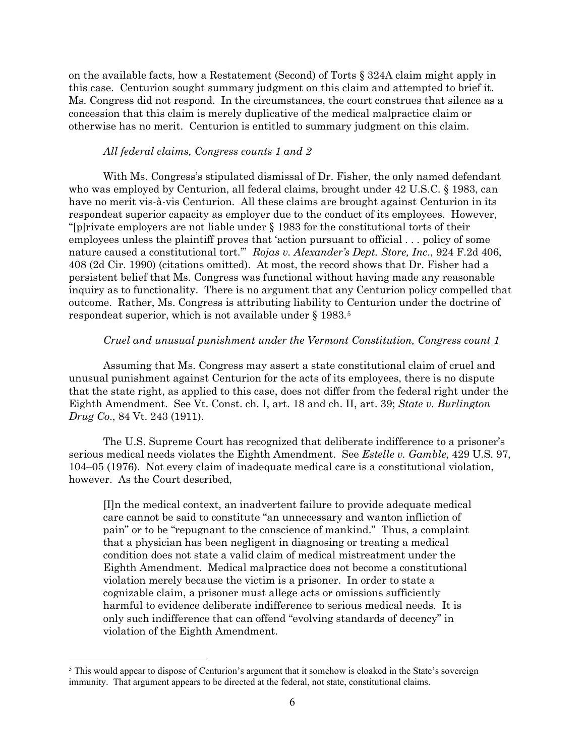on the available facts, how a Restatement (Second) of Torts § 324A claim might apply in this case. Centurion sought summary judgment on this claim and attempted to brief it. Ms. Congress did not respond. In the circumstances, the court construes that silence as a concession that this claim is merely duplicative of the medical malpractice claim or otherwise has no merit. Centurion is entitled to summary judgment on this claim.

*All federal claims, Congress counts 1 and 2*

With Ms. Congress's stipulated dismissal of Dr. Fisher, the only named defendant who was employed by Centurion, all federal claims, brought under 42 U.S.C. § 1983, can have no merit vis-à-vis Centurion. All these claims are brought against Centurion in its respondeat superior capacity as employer due to the conduct of its employees. However, "[p]rivate employers are not liable under § 1983 for the constitutional torts of their employees unless the plaintiff proves that 'action pursuant to official . . . policy of some nature caused a constitutional tort.'" *Rojas v. Alexander's Dept. Store, Inc*., 924 F.2d 406, 408 (2d Cir. 1990) (citations omitted). At most, the record shows that Dr. Fisher had a persistent belief that Ms. Congress was functional without having made any reasonable inquiry as to functionality. There is no argument that any Centurion policy compelled that outcome. Rather, Ms. Congress is attributing liability to Centurion under the doctrine of respondeat superior, which is not available under § 1983.[5]

*Cruel and unusual punishment under the Vermont Constitution, Congress count 1*

Assuming that Ms. Congress may assert a state constitutional claim of cruel and unusual punishment against Centurion for the acts of its employees, there is no dispute that the state right, as applied to this case, does not differ from the federal right under the Eighth Amendment. See Vt. Const. ch. I, art. 18 and ch. II, art. 39; *State v. Burlington Drug Co*., 84 Vt. 243 (1911).

The U.S. Supreme Court has recognized that deliberate indifference to a prisoner's serious medical needs violates the Eighth Amendment. See *Estelle v. Gamble*, 429 U.S. 97, 104–05 (1976). Not every claim of inadequate medical care is a constitutional violation, however. As the Court described,

> [I]n the medical context, an inadvertent failure to provide adequate medical care cannot be said to constitute "an unnecessary and wanton infliction of pain" or to be "repugnant to the conscience of mankind." Thus, a complaint that a physician has been negligent in diagnosing or treating a medical condition does not state a valid claim of medical mistreatment under the Eighth Amendment. Medical malpractice does not become a constitutional violation merely because the victim is a prisoner. In order to state a cognizable claim, a prisoner must allege acts or omissions sufficiently harmful to evidence deliberate indifference to serious medical needs. It is only such indifference that can offend "evolving standards of decency" in violation of the Eighth Amendment.

[5] This would appear to dispose of Centurion's argument that it somehow is cloaked in the State's sovereign immunity. That argument appears to be directed at the federal, not state, constitutional claims.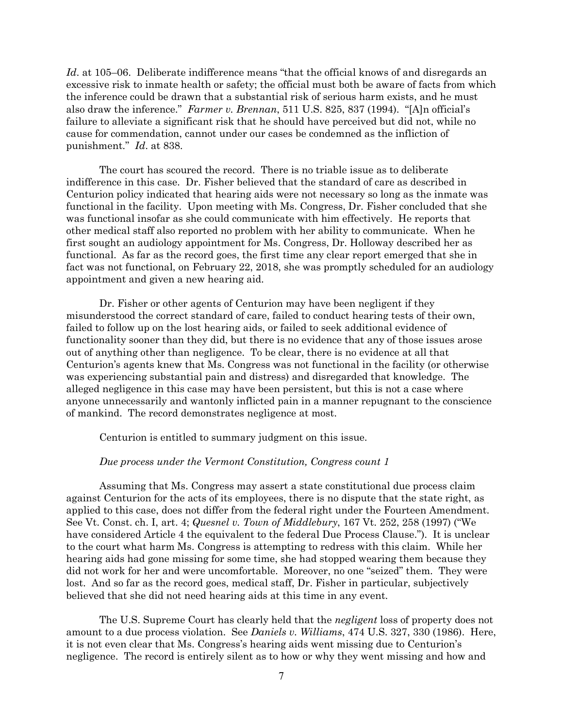*Id*. at 105–06. Deliberate indifference means "that the official knows of and disregards an excessive risk to inmate health or safety; the official must both be aware of facts from which the inference could be drawn that a substantial risk of serious harm exists, and he must also draw the inference." *Farmer v. Brennan*, 511 U.S. 825, 837 (1994). "[A]n official's failure to alleviate a significant risk that he should have perceived but did not, while no cause for commendation, cannot under our cases be condemned as the infliction of punishment." *Id*. at 838.

The court has scoured the record. There is no triable issue as to deliberate indifference in this case. Dr. Fisher believed that the standard of care as described in Centurion policy indicated that hearing aids were not necessary so long as the inmate was functional in the facility. Upon meeting with Ms. Congress, Dr. Fisher concluded that she was functional insofar as she could communicate with him effectively. He reports that other medical staff also reported no problem with her ability to communicate. When he first sought an audiology appointment for Ms. Congress, Dr. Holloway described her as functional. As far as the record goes, the first time any clear report emerged that she in fact was not functional, on February 22, 2018, she was promptly scheduled for an audiology appointment and given a new hearing aid.

Dr. Fisher or other agents of Centurion may have been negligent if they misunderstood the correct standard of care, failed to conduct hearing tests of their own, failed to follow up on the lost hearing aids, or failed to seek additional evidence of functionality sooner than they did, but there is no evidence that any of those issues arose out of anything other than negligence. To be clear, there is no evidence at all that Centurion's agents knew that Ms. Congress was not functional in the facility (or otherwise was experiencing substantial pain and distress) and disregarded that knowledge. The alleged negligence in this case may have been persistent, but this is not a case where anyone unnecessarily and wantonly inflicted pain in a manner repugnant to the conscience of mankind. The record demonstrates negligence at most.

Centurion is entitled to summary judgment on this issue.

*Due process under the Vermont Constitution, Congress count 1*

Assuming that Ms. Congress may assert a state constitutional due process claim against Centurion for the acts of its employees, there is no dispute that the state right, as applied to this case, does not differ from the federal right under the Fourteen Amendment. See Vt. Const. ch. I, art. 4; *Quesnel v. Town of Middlebury*, 167 Vt. 252, 258 (1997) ("We have considered Article 4 the equivalent to the federal Due Process Clause."). It is unclear to the court what harm Ms. Congress is attempting to redress with this claim. While her hearing aids had gone missing for some time, she had stopped wearing them because they did not work for her and were uncomfortable. Moreover, no one "seized" them. They were lost. And so far as the record goes, medical staff, Dr. Fisher in particular, subjectively believed that she did not need hearing aids at this time in any event.

The U.S. Supreme Court has clearly held that the *negligent* loss of property does not amount to a due process violation. See *Daniels v. Williams*, 474 U.S. 327, 330 (1986). Here, it is not even clear that Ms. Congress's hearing aids went missing due to Centurion's negligence. The record is entirely silent as to how or why they went missing and how and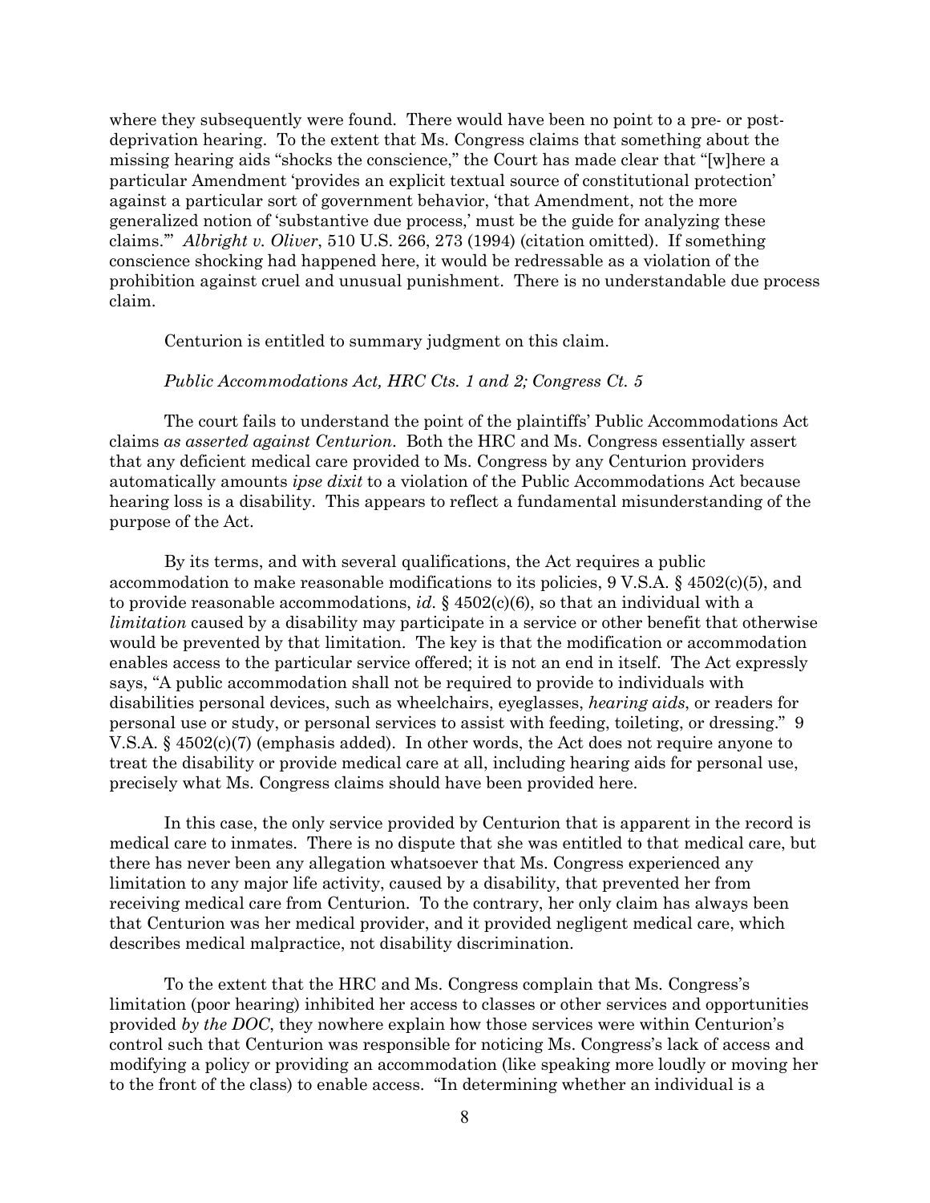where they subsequently were found. There would have been no point to a pre- or post-deprivation hearing. To the extent that Ms. Congress claims that something about the missing hearing aids "shocks the conscience," the Court has made clear that "[w]here a particular Amendment 'provides an explicit textual source of constitutional protection' against a particular sort of government behavior, 'that Amendment, not the more generalized notion of 'substantive due process,' must be the guide for analyzing these claims.'" *Albright v. Oliver*, 510 U.S. 266, 273 (1994) (citation omitted). If something conscience shocking had happened here, it would be redressable as a violation of the prohibition against cruel and unusual punishment. There is no understandable due process claim.

Centurion is entitled to summary judgment on this claim.

*Public Accommodations Act, HRC Cts. 1 and 2; Congress Ct. 5*

The court fails to understand the point of the plaintiffs' Public Accommodations Act claims *as asserted against Centurion*. Both the HRC and Ms. Congress essentially assert that any deficient medical care provided to Ms. Congress by any Centurion providers automatically amounts *ipse dixit* to a violation of the Public Accommodations Act because hearing loss is a disability. This appears to reflect a fundamental misunderstanding of the purpose of the Act.

By its terms, and with several qualifications, the Act requires a public accommodation to make reasonable modifications to its policies, 9 V.S.A. § 4502(c)(5), and to provide reasonable accommodations, *id*. § 4502(c)(6), so that an individual with a *limitation* caused by a disability may participate in a service or other benefit that otherwise would be prevented by that limitation. The key is that the modification or accommodation enables access to the particular service offered; it is not an end in itself. The Act expressly says, "A public accommodation shall not be required to provide to individuals with disabilities personal devices, such as wheelchairs, eyeglasses, *hearing aids*, or readers for personal use or study, or personal services to assist with feeding, toileting, or dressing." 9 V.S.A. § 4502(c)(7) (emphasis added). In other words, the Act does not require anyone to treat the disability or provide medical care at all, including hearing aids for personal use, precisely what Ms. Congress claims should have been provided here.

In this case, the only service provided by Centurion that is apparent in the record is medical care to inmates. There is no dispute that she was entitled to that medical care, but there has never been any allegation whatsoever that Ms. Congress experienced any limitation to any major life activity, caused by a disability, that prevented her from receiving medical care from Centurion. To the contrary, her only claim has always been that Centurion was her medical provider, and it provided negligent medical care, which describes medical malpractice, not disability discrimination.

To the extent that the HRC and Ms. Congress complain that Ms. Congress's limitation (poor hearing) inhibited her access to classes or other services and opportunities provided *by the DOC*, they nowhere explain how those services were within Centurion's control such that Centurion was responsible for noticing Ms. Congress's lack of access and modifying a policy or providing an accommodation (like speaking more loudly or moving her to the front of the class) to enable access. "In determining whether an individual is a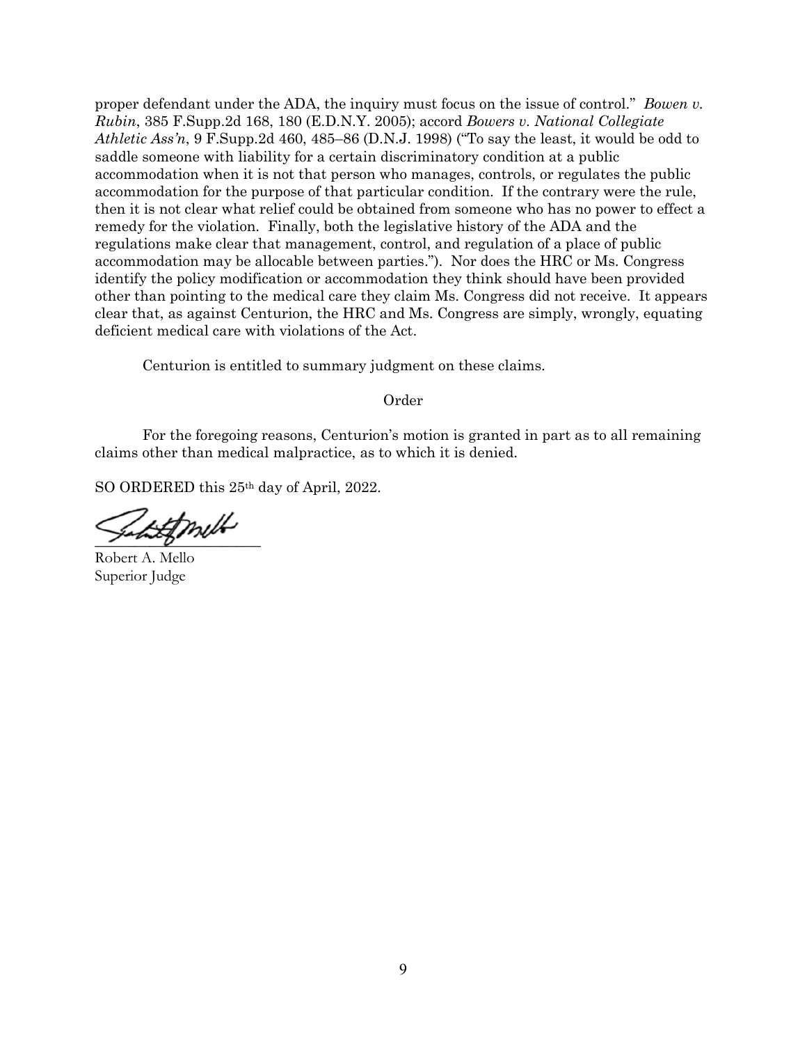proper defendant under the ADA, the inquiry must focus on the issue of control." *Bowen v. Rubin*, 385 F.Supp.2d 168, 180 (E.D.N.Y. 2005); accord *Bowers v. National Collegiate Athletic Ass'n*, 9 F.Supp.2d 460, 485–86 (D.N.J. 1998) ("To say the least, it would be odd to saddle someone with liability for a certain discriminatory condition at a public accommodation when it is not that person who manages, controls, or regulates the public accommodation for the purpose of that particular condition. If the contrary were the rule, then it is not clear what relief could be obtained from someone who has no power to effect a remedy for the violation. Finally, both the legislative history of the ADA and the regulations make clear that management, control, and regulation of a place of public accommodation may be allocable between parties."). Nor does the HRC or Ms. Congress identify the policy modification or accommodation they think should have been provided other than pointing to the medical care they claim Ms. Congress did not receive. It appears clear that, as against Centurion, the HRC and Ms. Congress are simply, wrongly, equating deficient medical care with violations of the Act.

Centurion is entitled to summary judgment on these claims.

## Order

For the foregoing reasons, Centurion's motion is granted in part as to all remaining claims other than medical malpractice, as to which it is denied.

SO ORDERED this 25th day of April, 2022.

Robert A. Mello
Superior Judge